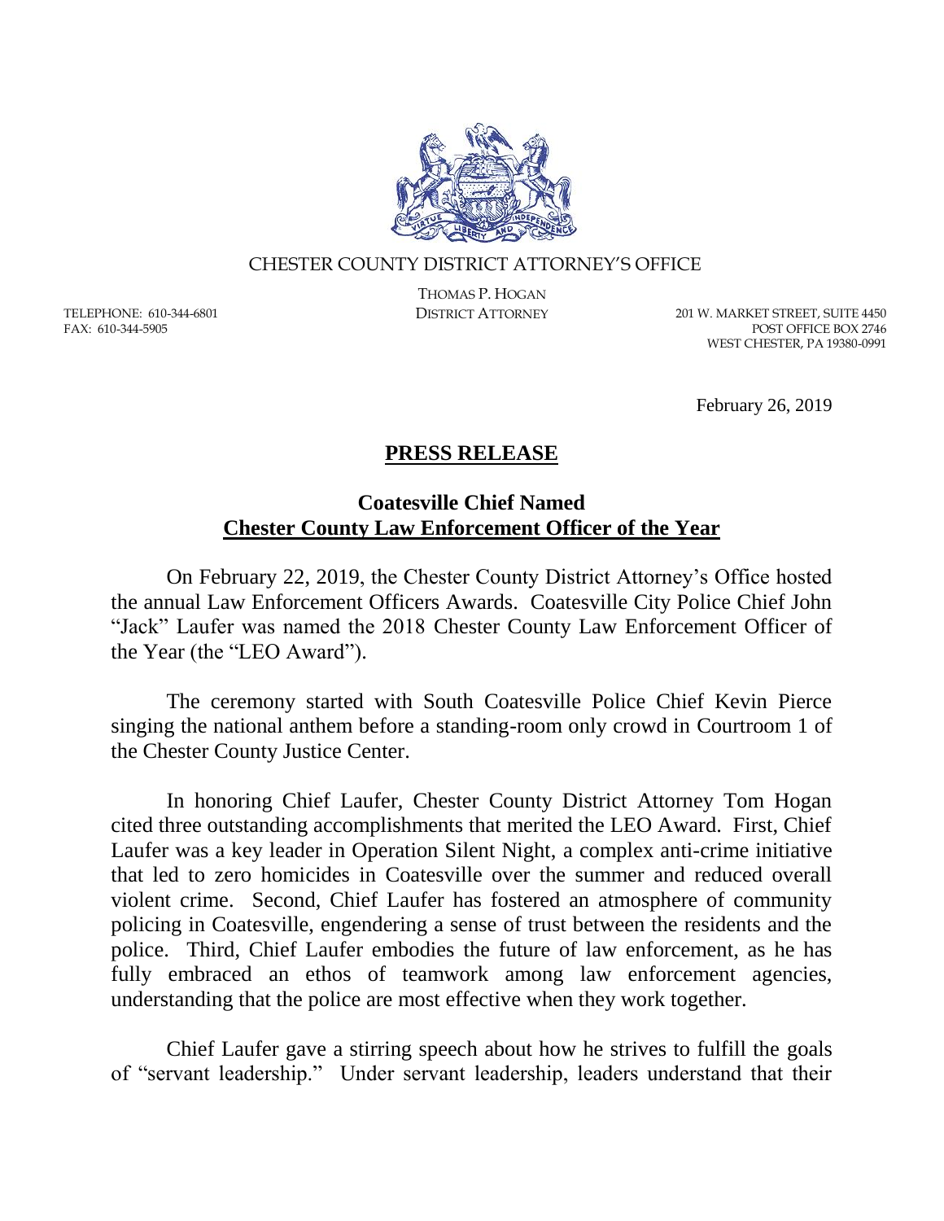CHESTER COUNTY DISTRICT ATTORNEY'S OFFICE

THOMAS P. HOGAN
DISTRICT ATTORNEY

TELEPHONE: 610-344-6801
FAX: 610-344-5905

201 W. MARKET STREET, SUITE 4450
POST OFFICE BOX 2746
WEST CHESTER, PA 19380-0991

February 26, 2019

## PRESS RELEASE

### Coatesville Chief Named Chester County Law Enforcement Officer of the Year

On February 22, 2019, the Chester County District Attorney's Office hosted the annual Law Enforcement Officers Awards. Coatesville City Police Chief John "Jack" Laufer was named the 2018 Chester County Law Enforcement Officer of the Year (the "LEO Award").

The ceremony started with South Coatesville Police Chief Kevin Pierce singing the national anthem before a standing-room only crowd in Courtroom 1 of the Chester County Justice Center.

In honoring Chief Laufer, Chester County District Attorney Tom Hogan cited three outstanding accomplishments that merited the LEO Award. First, Chief Laufer was a key leader in Operation Silent Night, a complex anti-crime initiative that led to zero homicides in Coatesville over the summer and reduced overall violent crime. Second, Chief Laufer has fostered an atmosphere of community policing in Coatesville, engendering a sense of trust between the residents and the police. Third, Chief Laufer embodies the future of law enforcement, as he has fully embraced an ethos of teamwork among law enforcement agencies, understanding that the police are most effective when they work together.

Chief Laufer gave a stirring speech about how he strives to fulfill the goals of "servant leadership." Under servant leadership, leaders understand that their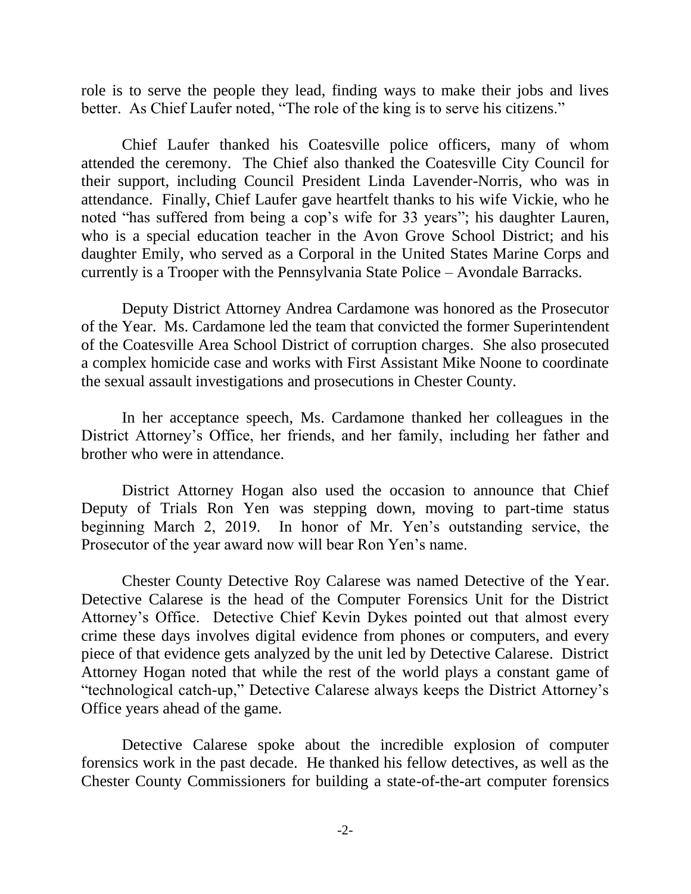role is to serve the people they lead, finding ways to make their jobs and lives better. As Chief Laufer noted, "The role of the king is to serve his citizens."

Chief Laufer thanked his Coatesville police officers, many of whom attended the ceremony. The Chief also thanked the Coatesville City Council for their support, including Council President Linda Lavender-Norris, who was in attendance. Finally, Chief Laufer gave heartfelt thanks to his wife Vickie, who he noted "has suffered from being a cop's wife for 33 years"; his daughter Lauren, who is a special education teacher in the Avon Grove School District; and his daughter Emily, who served as a Corporal in the United States Marine Corps and currently is a Trooper with the Pennsylvania State Police – Avondale Barracks.

Deputy District Attorney Andrea Cardamone was honored as the Prosecutor of the Year. Ms. Cardamone led the team that convicted the former Superintendent of the Coatesville Area School District of corruption charges. She also prosecuted a complex homicide case and works with First Assistant Mike Noone to coordinate the sexual assault investigations and prosecutions in Chester County.

In her acceptance speech, Ms. Cardamone thanked her colleagues in the District Attorney's Office, her friends, and her family, including her father and brother who were in attendance.

District Attorney Hogan also used the occasion to announce that Chief Deputy of Trials Ron Yen was stepping down, moving to part-time status beginning March 2, 2019. In honor of Mr. Yen's outstanding service, the Prosecutor of the year award now will bear Ron Yen's name.

Chester County Detective Roy Calarese was named Detective of the Year. Detective Calarese is the head of the Computer Forensics Unit for the District Attorney's Office. Detective Chief Kevin Dykes pointed out that almost every crime these days involves digital evidence from phones or computers, and every piece of that evidence gets analyzed by the unit led by Detective Calarese. District Attorney Hogan noted that while the rest of the world plays a constant game of "technological catch-up," Detective Calarese always keeps the District Attorney's Office years ahead of the game.

Detective Calarese spoke about the incredible explosion of computer forensics work in the past decade. He thanked his fellow detectives, as well as the Chester County Commissioners for building a state-of-the-art computer forensics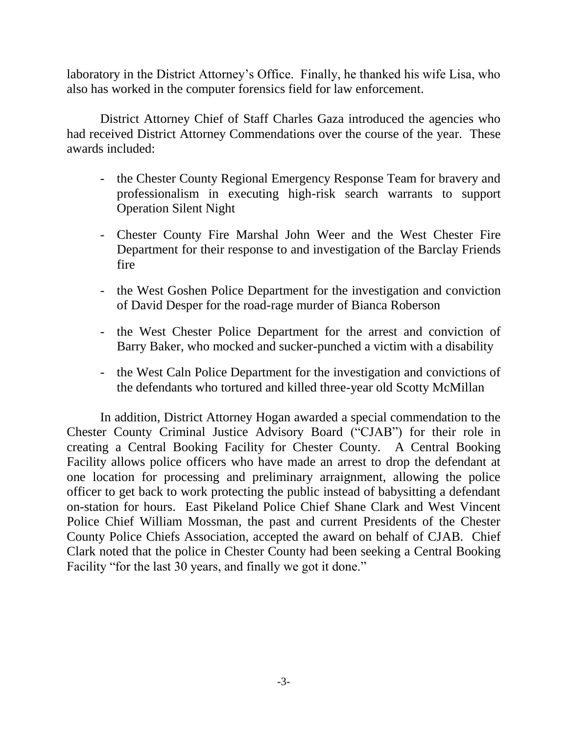laboratory in the District Attorney's Office. Finally, he thanked his wife Lisa, who also has worked in the computer forensics field for law enforcement.

District Attorney Chief of Staff Charles Gaza introduced the agencies who had received District Attorney Commendations over the course of the year. These awards included:

- the Chester County Regional Emergency Response Team for bravery and professionalism in executing high-risk search warrants to support Operation Silent Night
- Chester County Fire Marshal John Weer and the West Chester Fire Department for their response to and investigation of the Barclay Friends fire
- the West Goshen Police Department for the investigation and conviction of David Desper for the road-rage murder of Bianca Roberson
- the West Chester Police Department for the arrest and conviction of Barry Baker, who mocked and sucker-punched a victim with a disability
- the West Caln Police Department for the investigation and convictions of the defendants who tortured and killed three-year old Scotty McMillan

In addition, District Attorney Hogan awarded a special commendation to the Chester County Criminal Justice Advisory Board ("CJAB") for their role in creating a Central Booking Facility for Chester County. A Central Booking Facility allows police officers who have made an arrest to drop the defendant at one location for processing and preliminary arraignment, allowing the police officer to get back to work protecting the public instead of babysitting a defendant on-station for hours. East Pikeland Police Chief Shane Clark and West Vincent Police Chief William Mossman, the past and current Presidents of the Chester County Police Chiefs Association, accepted the award on behalf of CJAB. Chief Clark noted that the police in Chester County had been seeking a Central Booking Facility "for the last 30 years, and finally we got it done."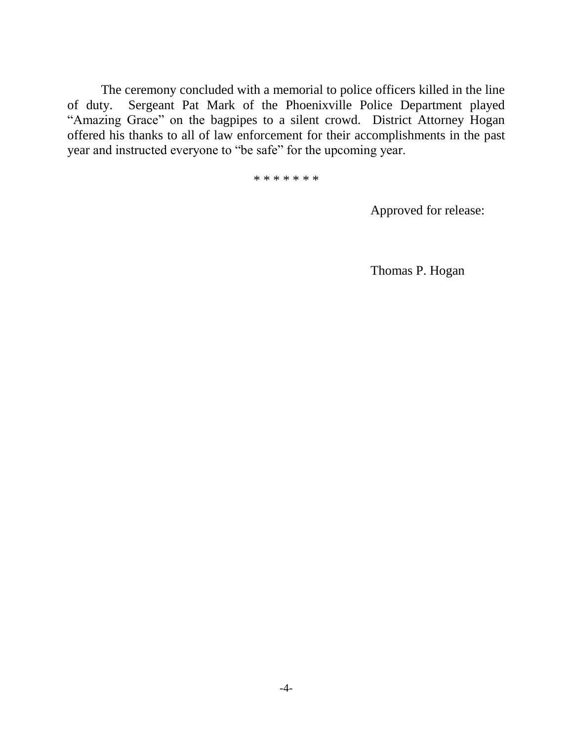The ceremony concluded with a memorial to police officers killed in the line of duty. Sergeant Pat Mark of the Phoenixville Police Department played "Amazing Grace" on the bagpipes to a silent crowd. District Attorney Hogan offered his thanks to all of law enforcement for their accomplishments in the past year and instructed everyone to "be safe" for the upcoming year.

* * * * * * *

Approved for release:

Thomas P. Hogan